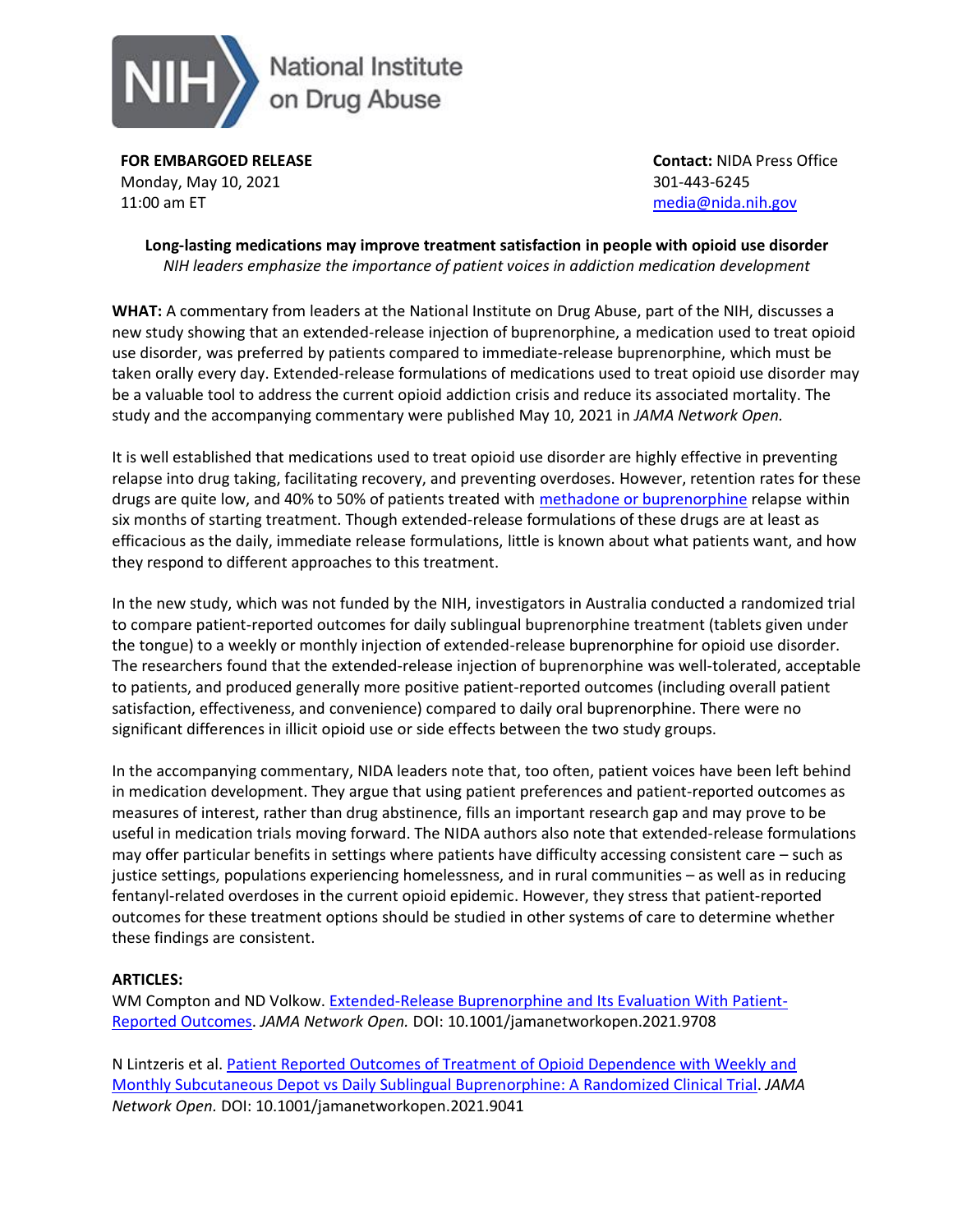National Institute on Drug Abuse

**FOR EMBARGOED RELEASE**
Monday, May 10, 2021
11:00 am ET

**Contact:** NIDA Press Office
301-443-6245
media@nida.nih.gov

**Long-lasting medications may improve treatment satisfaction in people with opioid use disorder**
*NIH leaders emphasize the importance of patient voices in addiction medication development*

**WHAT:** A commentary from leaders at the National Institute on Drug Abuse, part of the NIH, discusses a new study showing that an extended-release injection of buprenorphine, a medication used to treat opioid use disorder, was preferred by patients compared to immediate-release buprenorphine, which must be taken orally every day. Extended-release formulations of medications used to treat opioid use disorder may be a valuable tool to address the current opioid addiction crisis and reduce its associated mortality. The study and the accompanying commentary were published May 10, 2021 in *JAMA Network Open.*

It is well established that medications used to treat opioid use disorder are highly effective in preventing relapse into drug taking, facilitating recovery, and preventing overdoses. However, retention rates for these drugs are quite low, and 40% to 50% of patients treated with methadone or buprenorphine relapse within six months of starting treatment. Though extended-release formulations of these drugs are at least as efficacious as the daily, immediate release formulations, little is known about what patients want, and how they respond to different approaches to this treatment.

In the new study, which was not funded by the NIH, investigators in Australia conducted a randomized trial to compare patient-reported outcomes for daily sublingual buprenorphine treatment (tablets given under the tongue) to a weekly or monthly injection of extended-release buprenorphine for opioid use disorder. The researchers found that the extended-release injection of buprenorphine was well-tolerated, acceptable to patients, and produced generally more positive patient-reported outcomes (including overall patient satisfaction, effectiveness, and convenience) compared to daily oral buprenorphine. There were no significant differences in illicit opioid use or side effects between the two study groups.

In the accompanying commentary, NIDA leaders note that, too often, patient voices have been left behind in medication development. They argue that using patient preferences and patient-reported outcomes as measures of interest, rather than drug abstinence, fills an important research gap and may prove to be useful in medication trials moving forward. The NIDA authors also note that extended-release formulations may offer particular benefits in settings where patients have difficulty accessing consistent care – such as justice settings, populations experiencing homelessness, and in rural communities – as well as in reducing fentanyl-related overdoses in the current opioid epidemic. However, they stress that patient-reported outcomes for these treatment options should be studied in other systems of care to determine whether these findings are consistent.

**ARTICLES:**

WM Compton and ND Volkow. Extended-Release Buprenorphine and Its Evaluation With Patient-Reported Outcomes. *JAMA Network Open.* DOI: 10.1001/jamanetworkopen.2021.9708

N Lintzeris et al. Patient Reported Outcomes of Treatment of Opioid Dependence with Weekly and Monthly Subcutaneous Depot vs Daily Sublingual Buprenorphine: A Randomized Clinical Trial. *JAMA Network Open.* DOI: 10.1001/jamanetworkopen.2021.9041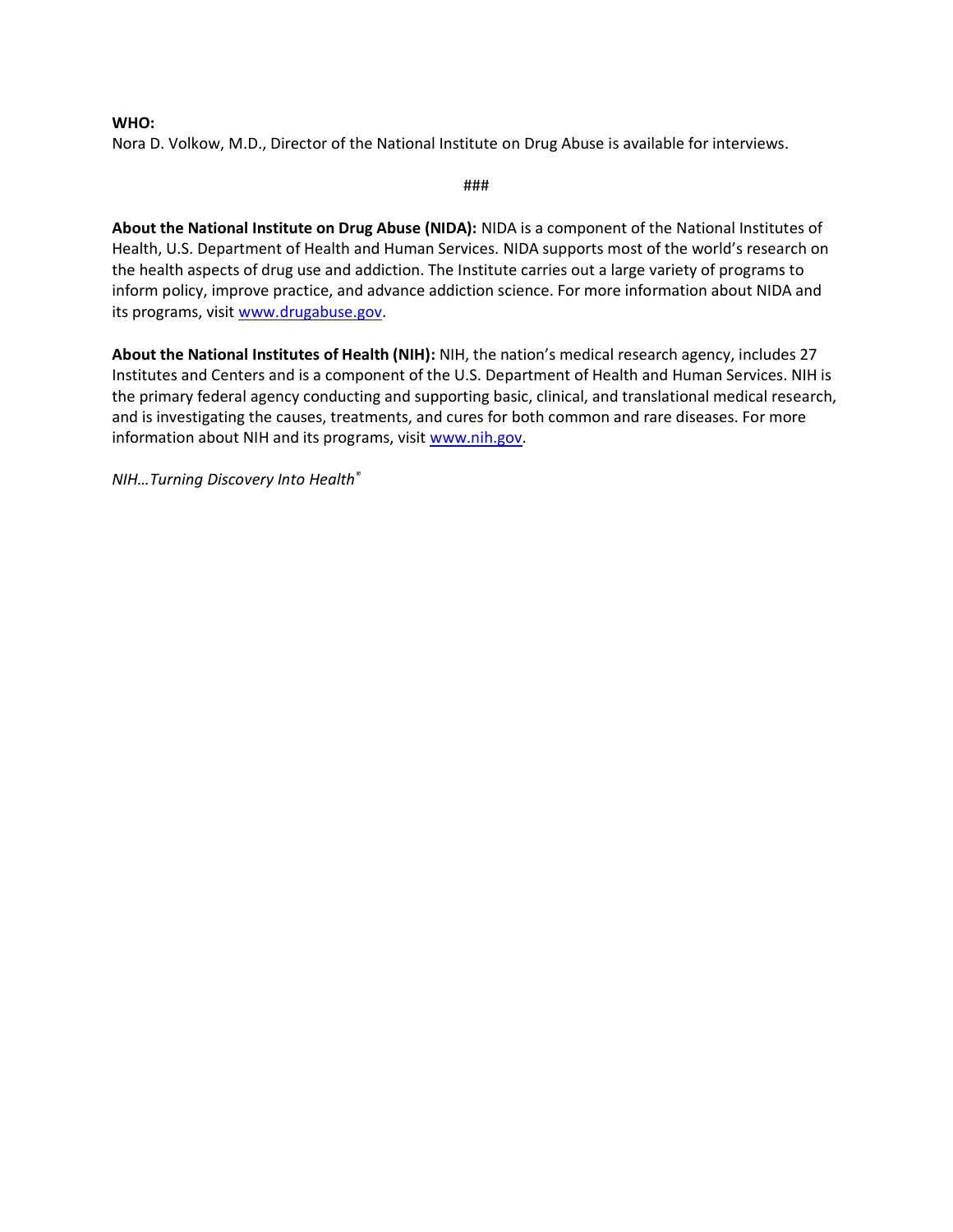**WHO:**
Nora D. Volkow, M.D., Director of the National Institute on Drug Abuse is available for interviews.

###

**About the National Institute on Drug Abuse (NIDA):** NIDA is a component of the National Institutes of Health, U.S. Department of Health and Human Services. NIDA supports most of the world's research on the health aspects of drug use and addiction. The Institute carries out a large variety of programs to inform policy, improve practice, and advance addiction science. For more information about NIDA and its programs, visit www.drugabuse.gov.

**About the National Institutes of Health (NIH):** NIH, the nation's medical research agency, includes 27 Institutes and Centers and is a component of the U.S. Department of Health and Human Services. NIH is the primary federal agency conducting and supporting basic, clinical, and translational medical research, and is investigating the causes, treatments, and cures for both common and rare diseases. For more information about NIH and its programs, visit www.nih.gov.

*NIH…Turning Discovery Into Health®*